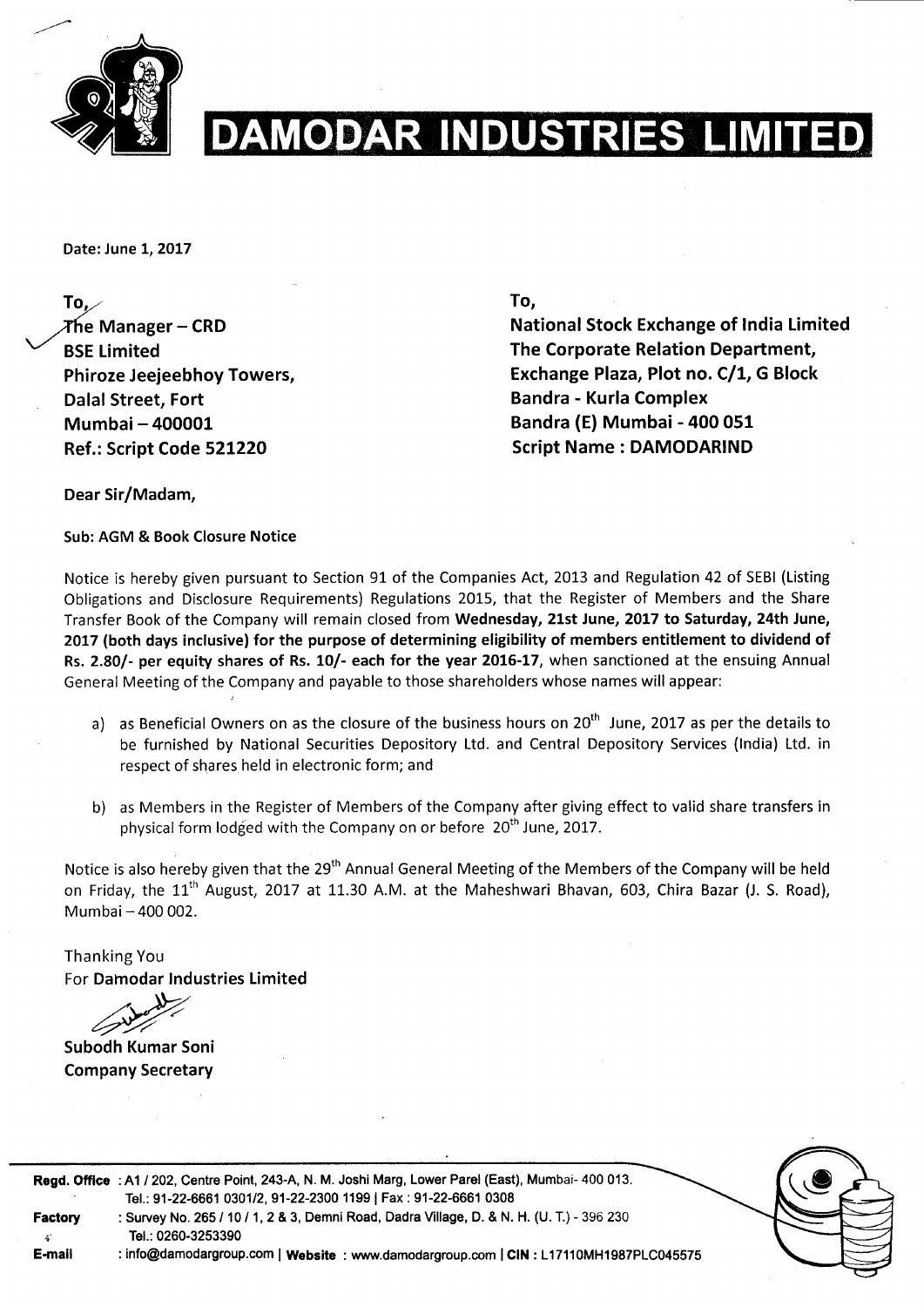# DAMODAR INDUSTRIES LIMITED

Date: June 1, 2017

**To,**
**The Manager – CRD**
**BSE Limited**
**Phiroze Jeejeebhoy Towers,**
**Dalal Street, Fort**
**Mumbai – 400001**
**Ref.: Script Code 521220**

**To,**
**National Stock Exchange of India Limited**
**The Corporate Relation Department,**
**Exchange Plaza, Plot no. C/1, G Block**
**Bandra - Kurla Complex**
**Bandra (E) Mumbai - 400 051**
**Script Name : DAMODARIND**

Dear Sir/Madam,

Sub: AGM & Book Closure Notice

Notice is hereby given pursuant to Section 91 of the Companies Act, 2013 and Regulation 42 of SEBI (Listing Obligations and Disclosure Requirements) Regulations 2015, that the Register of Members and the Share Transfer Book of the Company will remain closed from **Wednesday, 21st June, 2017 to Saturday, 24th June, 2017 (both days inclusive) for the purpose of determining eligibility of members entitlement to dividend of Rs. 2.80/- per equity shares of Rs. 10/- each for the year 2016-17**, when sanctioned at the ensuing Annual General Meeting of the Company and payable to those shareholders whose names will appear:

a) as Beneficial Owners on as the closure of the business hours on 20th June, 2017 as per the details to be furnished by National Securities Depository Ltd. and Central Depository Services (India) Ltd. in respect of shares held in electronic form; and

b) as Members in the Register of Members of the Company after giving effect to valid share transfers in physical form lodged with the Company on or before 20th June, 2017.

Notice is also hereby given that the 29th Annual General Meeting of the Members of the Company will be held on Friday, the 11th August, 2017 at 11.30 A.M. at the Maheshwari Bhavan, 603, Chira Bazar (J. S. Road), Mumbai – 400 002.

Thanking You
For **Damodar Industries Limited**

**Subodh Kumar Soni**
**Company Secretary**

**Regd. Office** : A1 / 202, Centre Point, 243-A, N. M. Joshi Marg, Lower Parel (East), Mumbai- 400 013.
Tel.: 91-22-6661 0301/2, 91-22-2300 1199 | Fax : 91-22-6661 0308

**Factory** : Survey No. 265 / 10 / 1, 2 & 3, Demni Road, Dadra Village, D. & N. H. (U. T.) - 396 230
Tel.: 0260-3253390

**E-mail** : info@damodargroup.com | **Website** : www.damodargroup.com | **CIN** : L17110MH1987PLC045575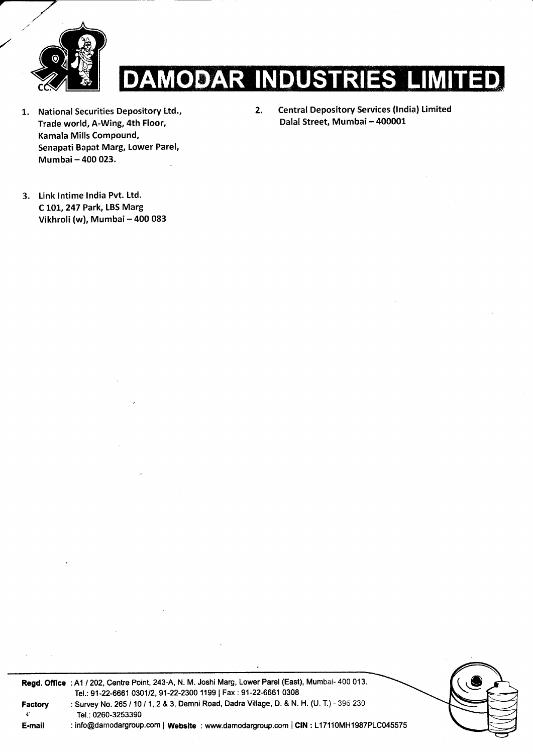# DAMODAR INDUSTRIES LIMITED

CC.

1. National Securities Depository Ltd.,
   Trade world, A-Wing, 4th Floor,
   Kamala Mills Compound,
   Senapati Bapat Marg, Lower Parel,
   Mumbai – 400 023.

2. Central Depository Services (India) Limited
   Dalal Street, Mumbai – 400001

3. Link Intime India Pvt. Ltd.
   C 101, 247 Park, LBS Marg
   Vikhroli (w), Mumbai – 400 083

**Regd. Office** : A1 / 202, Centre Point, 243-A, N. M. Joshi Marg, Lower Parel (East), Mumbai- 400 013.
Tel.: 91-22-6661 0301/2, 91-22-2300 1199 | Fax : 91-22-6661 0308

**Factory** : Survey No. 265 / 10 / 1, 2 & 3, Demni Road, Dadra Village, D. & N. H. (U. T.) - 396 230
Tel.: 0260-3253390

**E-mail** : info@damodargroup.com | **Website** : www.damodargroup.com | **CIN** : L17110MH1987PLC045575